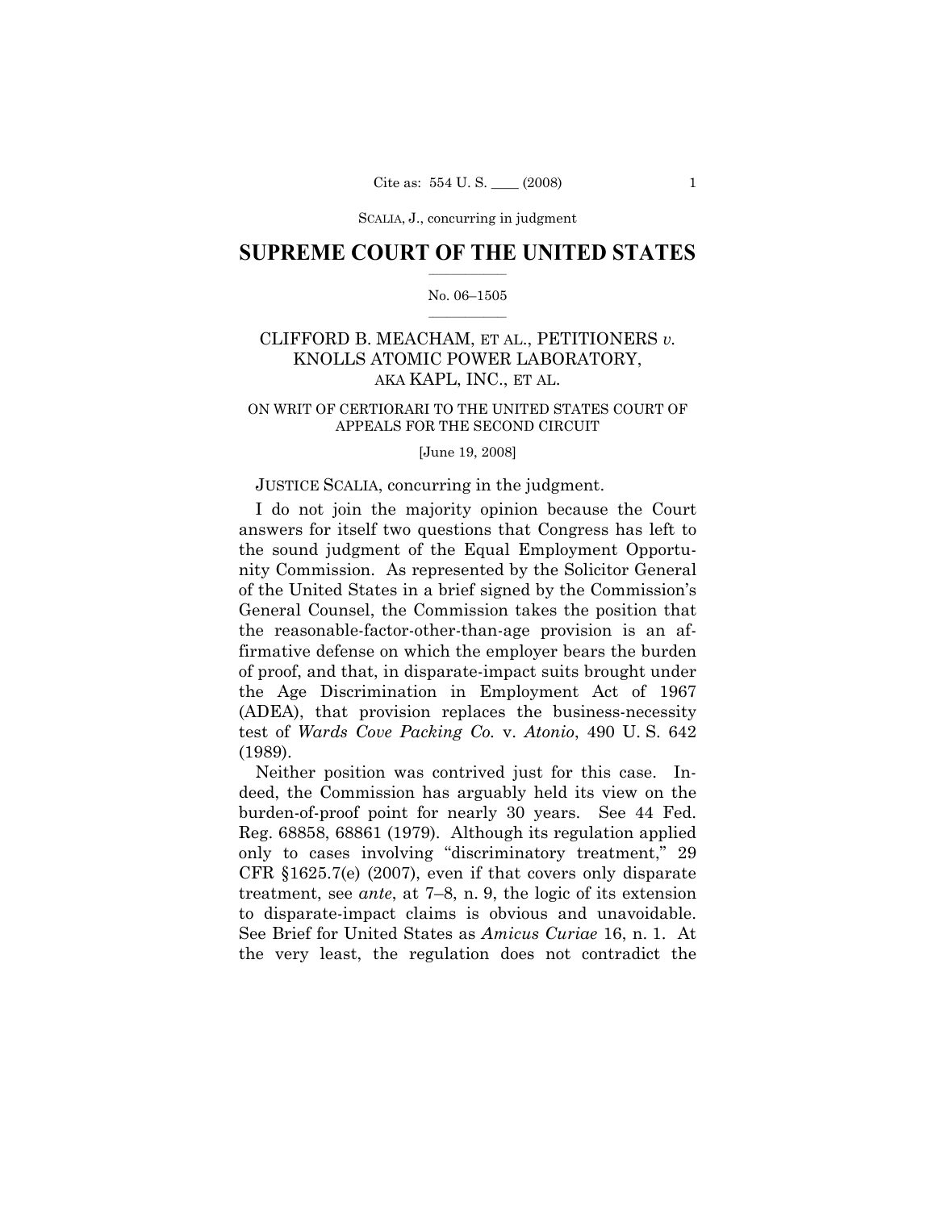SCALIA, J., concurring in judgment

# SUPREME COURT OF THE UNITED STATES

No. 06–1505

## CLIFFORD B. MEACHAM, ET AL., PETITIONERS *v.* KNOLLS ATOMIC POWER LABORATORY, AKA KAPL, INC., ET AL.

ON WRIT OF CERTIORARI TO THE UNITED STATES COURT OF APPEALS FOR THE SECOND CIRCUIT

[June 19, 2008]

JUSTICE SCALIA, concurring in the judgment.

I do not join the majority opinion because the Court answers for itself two questions that Congress has left to the sound judgment of the Equal Employment Opportunity Commission. As represented by the Solicitor General of the United States in a brief signed by the Commission's General Counsel, the Commission takes the position that the reasonable-factor-other-than-age provision is an affirmative defense on which the employer bears the burden of proof, and that, in disparate-impact suits brought under the Age Discrimination in Employment Act of 1967 (ADEA), that provision replaces the business-necessity test of *Wards Cove Packing Co.* v. *Atonio*, 490 U. S. 642 (1989).

Neither position was contrived just for this case. Indeed, the Commission has arguably held its view on the burden-of-proof point for nearly 30 years. See 44 Fed. Reg. 68858, 68861 (1979). Although its regulation applied only to cases involving "discriminatory treatment," 29 CFR §1625.7(e) (2007), even if that covers only disparate treatment, see *ante*, at 7–8, n. 9, the logic of its extension to disparate-impact claims is obvious and unavoidable. See Brief for United States as *Amicus Curiae* 16, n. 1. At the very least, the regulation does not contradict the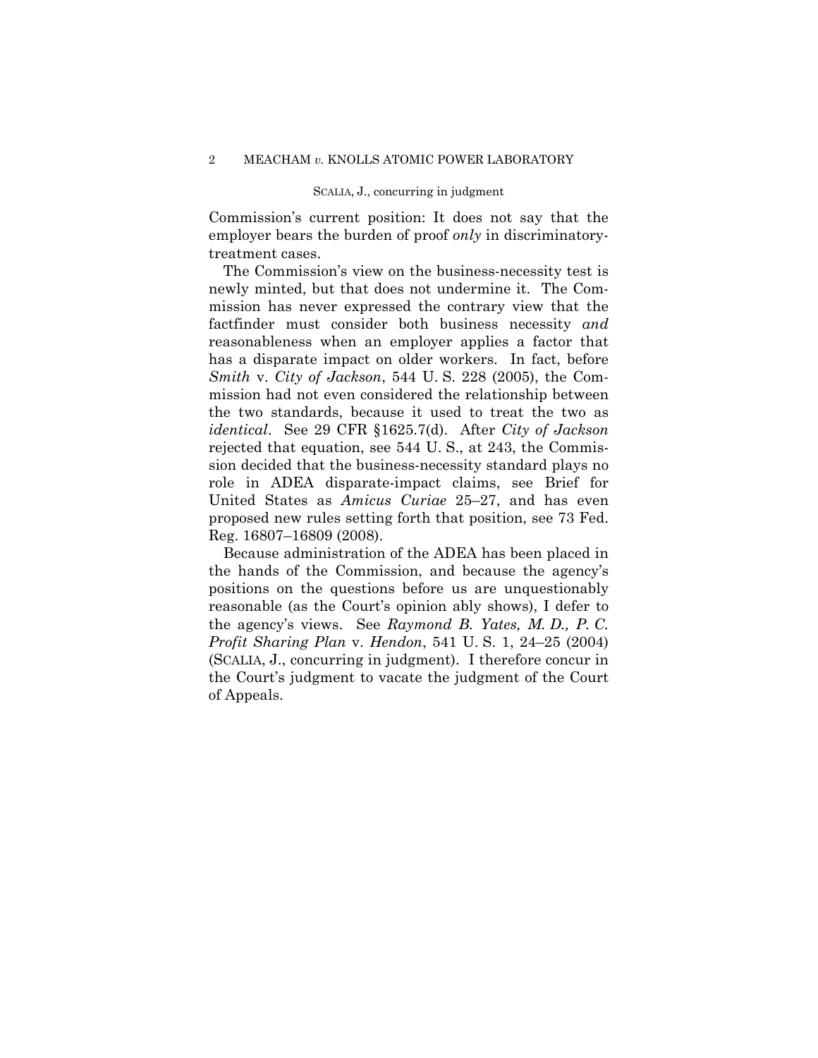Commission's current position: It does not say that the employer bears the burden of proof *only* in discriminatory-treatment cases.

The Commission's view on the business-necessity test is newly minted, but that does not undermine it. The Commission has never expressed the contrary view that the factfinder must consider both business necessity *and* reasonableness when an employer applies a factor that has a disparate impact on older workers. In fact, before *Smith* v. *City of Jackson*, 544 U. S. 228 (2005), the Commission had not even considered the relationship between the two standards, because it used to treat the two as *identical*. See 29 CFR §1625.7(d). After *City of Jackson* rejected that equation, see 544 U. S., at 243, the Commission decided that the business-necessity standard plays no role in ADEA disparate-impact claims, see Brief for United States as *Amicus Curiae* 25–27, and has even proposed new rules setting forth that position, see 73 Fed. Reg. 16807–16809 (2008).

Because administration of the ADEA has been placed in the hands of the Commission, and because the agency's positions on the questions before us are unquestionably reasonable (as the Court's opinion ably shows), I defer to the agency's views. See *Raymond B. Yates, M. D., P. C. Profit Sharing Plan* v. *Hendon*, 541 U. S. 1, 24–25 (2004) (SCALIA, J., concurring in judgment). I therefore concur in the Court's judgment to vacate the judgment of the Court of Appeals.